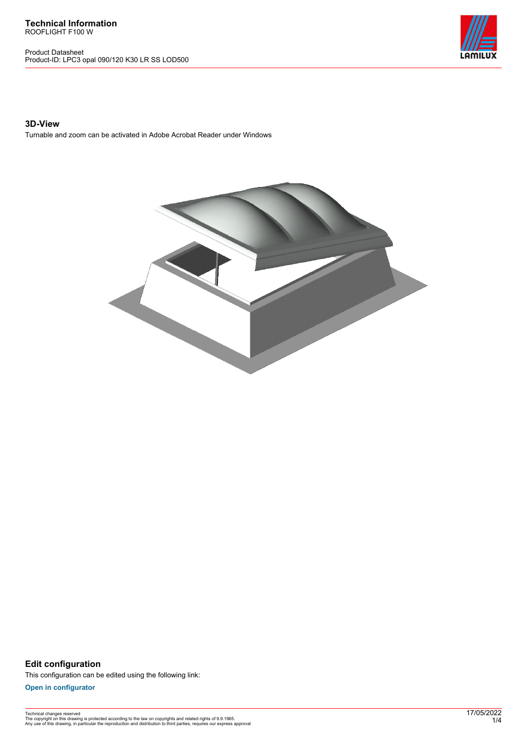**Technical Information**
ROOFLIGHT F100 W

Product Datasheet
Product-ID: LPC3 opal 090/120 K30 LR SS LOD500

### 3D-View

Turnable and zoom can be activated in Adobe Acrobat Reader under Windows

### Edit configuration

This configuration can be edited using the following link:

**Open in configurator**

Technical changes reserved
The copyright on this drawing is protected according to the law on copyrights and related rights of 9.9.1965.
Any use of this drawing, in particular the reproduction and distribution to third parties, requires our express approval

17/05/2022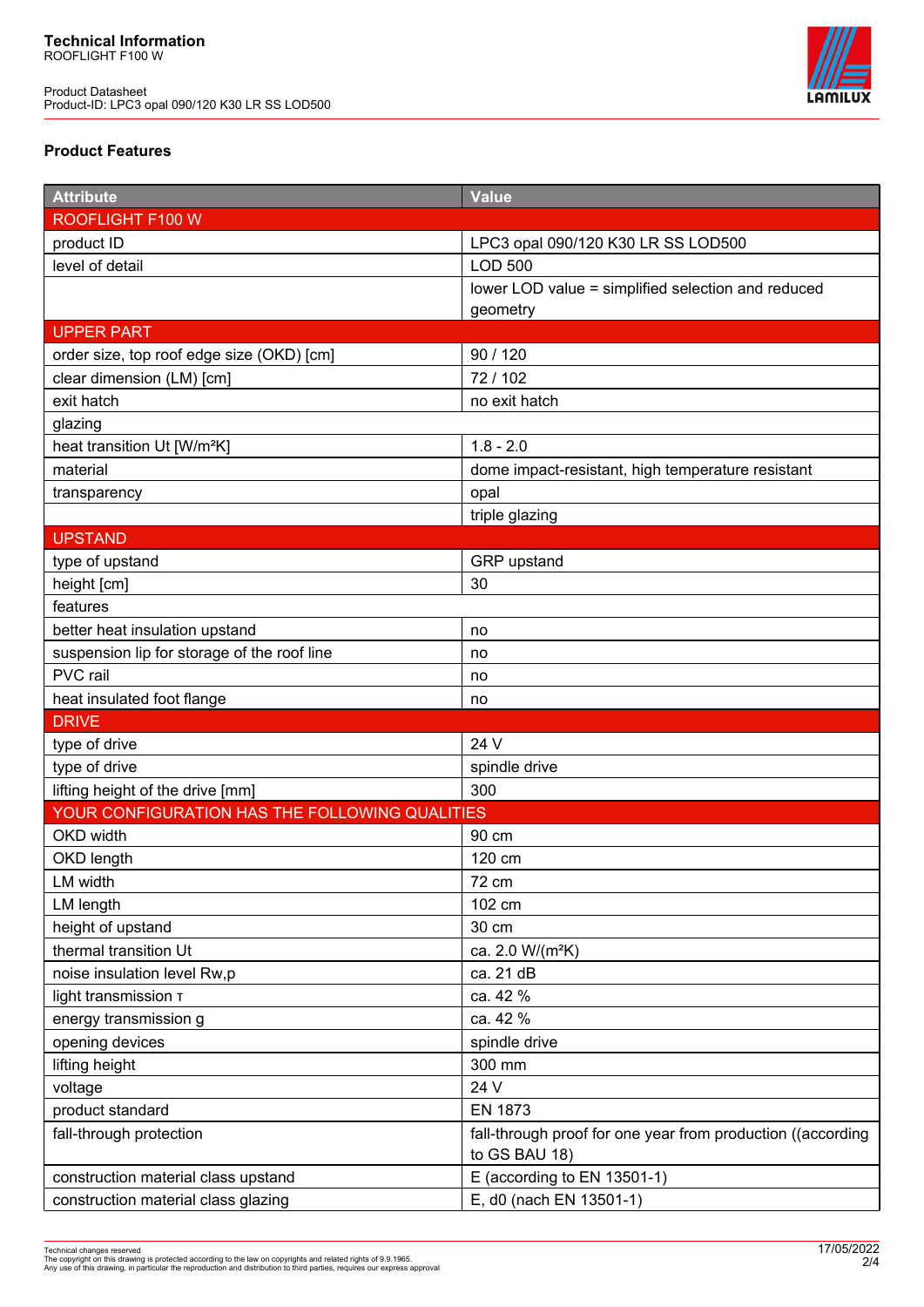**Technical Information**
ROOFLIGHT F100 W

Product Datasheet
Product-ID: LPC3 opal 090/120 K30 LR SS LOD500

### Product Features

| Attribute | Value |
|---|---|
| ROOFLIGHT F100 W | |
| product ID | LPC3 opal 090/120 K30 LR SS LOD500 |
| level of detail | LOD 500 |
| | lower LOD value = simplified selection and reduced geometry |
| UPPER PART | |
| order size, top roof edge size (OKD) [cm] | 90 / 120 |
| clear dimension (LM) [cm] | 72 / 102 |
| exit hatch | no exit hatch |
| glazing | |
| heat transition Ut [W/m²K] | 1.8 - 2.0 |
| material | dome impact-resistant, high temperature resistant |
| transparency | opal |
| | triple glazing |
| UPSTAND | |
| type of upstand | GRP upstand |
| height [cm] | 30 |
| features | |
| better heat insulation upstand | no |
| suspension lip for storage of the roof line | no |
| PVC rail | no |
| heat insulated foot flange | no |
| DRIVE | |
| type of drive | 24 V |
| type of drive | spindle drive |
| lifting height of the drive [mm] | 300 |
| YOUR CONFIGURATION HAS THE FOLLOWING QUALITIES | |
| OKD width | 90 cm |
| OKD length | 120 cm |
| LM width | 72 cm |
| LM length | 102 cm |
| height of upstand | 30 cm |
| thermal transition Ut | ca. 2.0 W/(m²K) |
| noise insulation level Rw,p | ca. 21 dB |
| light transmission τ | ca. 42 % |
| energy transmission g | ca. 42 % |
| opening devices | spindle drive |
| lifting height | 300 mm |
| voltage | 24 V |
| product standard | EN 1873 |
| fall-through protection | fall-through proof for one year from production ((according to GS BAU 18) |
| construction material class upstand | E (according to EN 13501-1) |
| construction material class glazing | E, d0 (nach EN 13501-1) |

Technical changes reserved
The copyright on this drawing is protected according to the law on copyrights and related rights of 9.9.1965.
Any use of this drawing, in particular the reproduction and distribution to third parties, requires our express approval

17/05/2022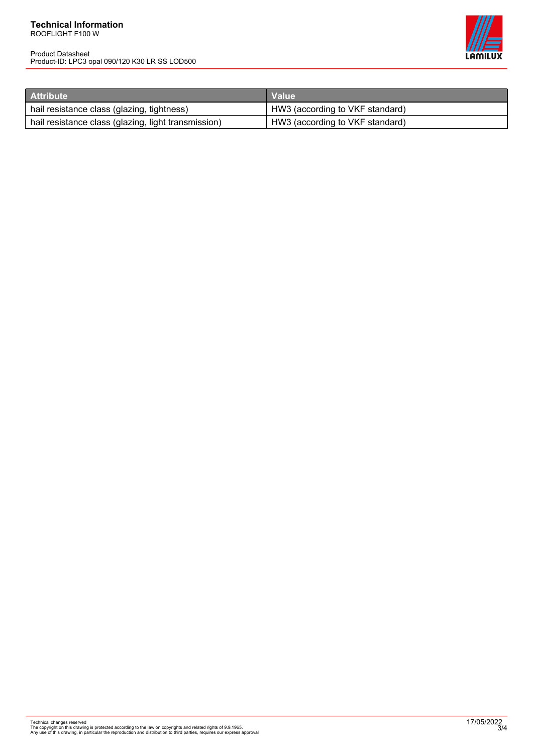| Attribute | Value |
| --- | --- |
| hail resistance class (glazing, tightness) | HW3 (according to VKF standard) |
| hail resistance class (glazing, light transmission) | HW3 (according to VKF standard) |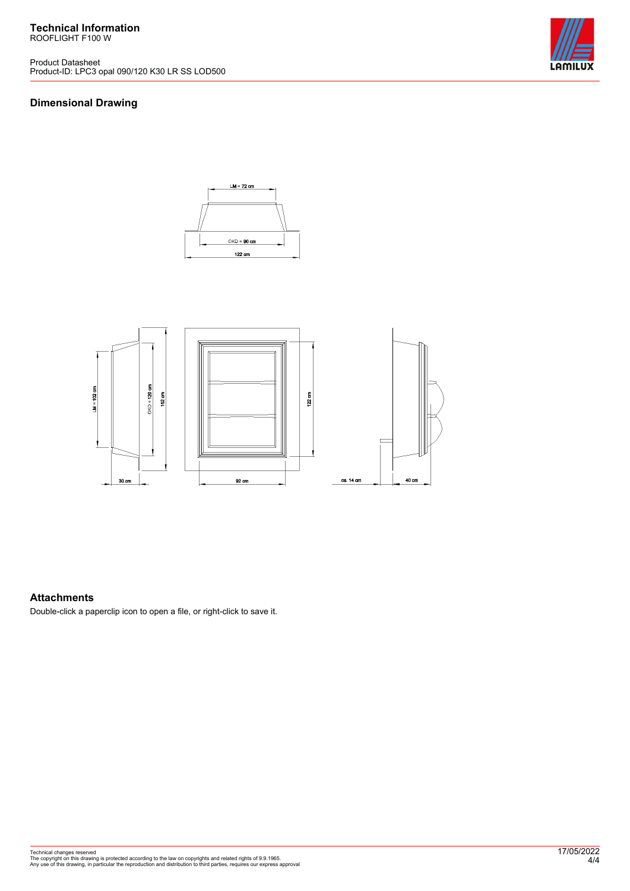# Technical Information

ROOFLIGHT F100 W

Product Datasheet
Product-ID: LPC3 opal 090/120 K30 LR SS LOD500

## Dimensional Drawing

LM = 72 cm

OKD = 90 cm

122 cm

LM = 102 cm

OKD = 120 cm

152 cm

30 cm

122 cm

92 cm

ca. 14 cm

40 cm

## Attachments

Double-click a paperclip icon to open a file, or right-click to save it.

Technical changes reserved
The copyright on this drawing is protected according to the law on copyrights and related rights of 9.9.1965.
Any use of this drawing, in particular the reproduction and distribution to third parties, requires our express approval

17/05/2022